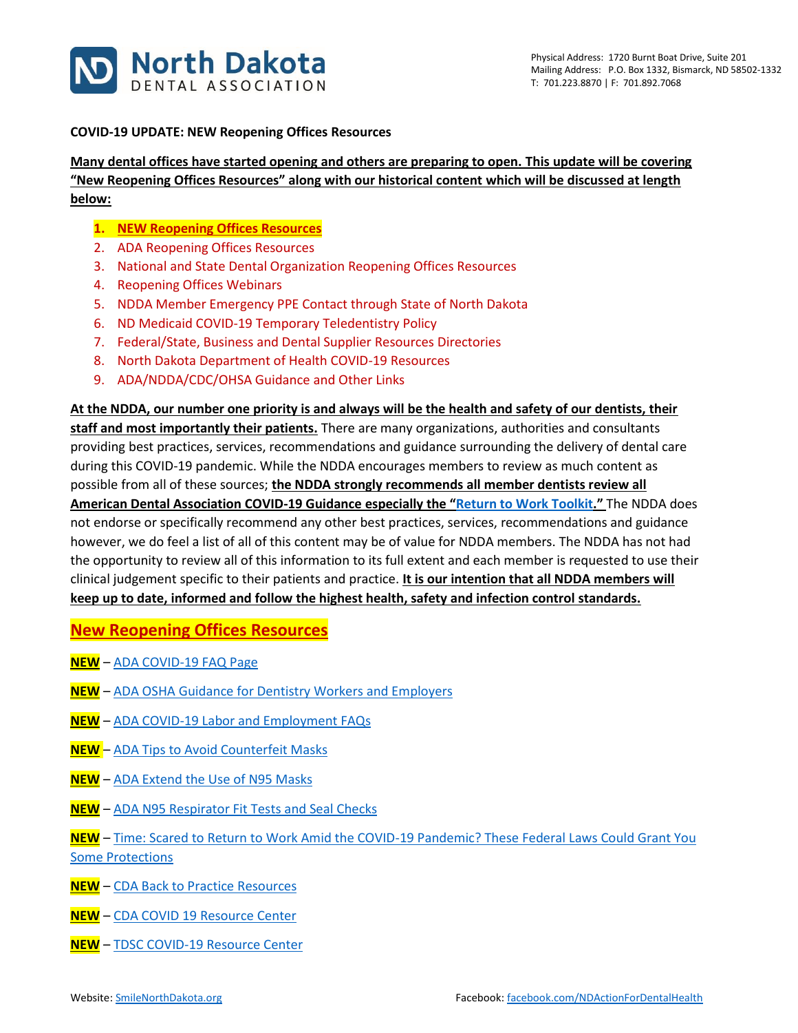North Dakota DENTAL ASSOCIATION

Physical Address: 1720 Burnt Boat Drive, Suite 201
Mailing Address: P.O. Box 1332, Bismarck, ND 58502-1332
T: 701.223.8870 | F: 701.892.7068

**COVID-19 UPDATE: NEW Reopening Offices Resources**

**Many dental offices have started opening and others are preparing to open. This update will be covering "New Reopening Offices Resources" along with our historical content which will be discussed at length below:**

1. **NEW Reopening Offices Resources**
2. ADA Reopening Offices Resources
3. National and State Dental Organization Reopening Offices Resources
4. Reopening Offices Webinars
5. NDDA Member Emergency PPE Contact through State of North Dakota
6. ND Medicaid COVID-19 Temporary Teledentistry Policy
7. Federal/State, Business and Dental Supplier Resources Directories
8. North Dakota Department of Health COVID-19 Resources
9. ADA/NDDA/CDC/OHSA Guidance and Other Links

**At the NDDA, our number one priority is and always will be the health and safety of our dentists, their staff and most importantly their patients.** There are many organizations, authorities and consultants providing best practices, services, recommendations and guidance surrounding the delivery of dental care during this COVID-19 pandemic. While the NDDA encourages members to review as much content as possible from all of these sources; **the NDDA strongly recommends all member dentists review all American Dental Association COVID-19 Guidance especially the "Return to Work Toolkit."** The NDDA does not endorse or specifically recommend any other best practices, services, recommendations and guidance however, we do feel a list of all of this content may be of value for NDDA members. The NDDA has not had the opportunity to review all of this information to its full extent and each member is requested to use their clinical judgement specific to their patients and practice. **It is our intention that all NDDA members will keep up to date, informed and follow the highest health, safety and infection control standards.**

## New Reopening Offices Resources

**NEW** – ADA COVID-19 FAQ Page

**NEW** – ADA OSHA Guidance for Dentistry Workers and Employers

**NEW** – ADA COVID-19 Labor and Employment FAQs

**NEW** – ADA Tips to Avoid Counterfeit Masks

**NEW** – ADA Extend the Use of N95 Masks

**NEW** – ADA N95 Respirator Fit Tests and Seal Checks

**NEW** – Time: Scared to Return to Work Amid the COVID-19 Pandemic? These Federal Laws Could Grant You Some Protections

**NEW** – CDA Back to Practice Resources

**NEW** – CDA COVID 19 Resource Center

**NEW** – TDSC COVID-19 Resource Center

Website: SmileNorthDakota.org    Facebook: facebook.com/NDActionForDentalHealth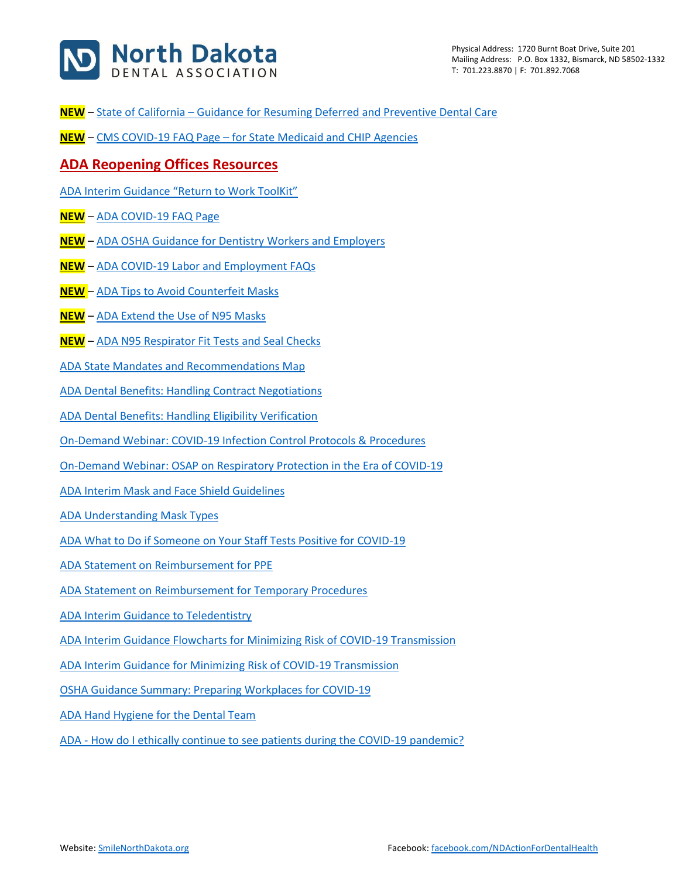**NEW** – State of California – Guidance for Resuming Deferred and Preventive Dental Care

**NEW** – CMS COVID-19 FAQ Page – for State Medicaid and CHIP Agencies

## ADA Reopening Offices Resources

ADA Interim Guidance "Return to Work ToolKit"

**NEW** – ADA COVID-19 FAQ Page

**NEW** – ADA OSHA Guidance for Dentistry Workers and Employers

**NEW** – ADA COVID-19 Labor and Employment FAQs

**NEW** – ADA Tips to Avoid Counterfeit Masks

**NEW** – ADA Extend the Use of N95 Masks

**NEW** – ADA N95 Respirator Fit Tests and Seal Checks

ADA State Mandates and Recommendations Map

ADA Dental Benefits: Handling Contract Negotiations

ADA Dental Benefits: Handling Eligibility Verification

On-Demand Webinar: COVID-19 Infection Control Protocols & Procedures

On-Demand Webinar: OSAP on Respiratory Protection in the Era of COVID-19

ADA Interim Mask and Face Shield Guidelines

ADA Understanding Mask Types

ADA What to Do if Someone on Your Staff Tests Positive for COVID-19

ADA Statement on Reimbursement for PPE

ADA Statement on Reimbursement for Temporary Procedures

ADA Interim Guidance to Teledentistry

ADA Interim Guidance Flowcharts for Minimizing Risk of COVID-19 Transmission

ADA Interim Guidance for Minimizing Risk of COVID-19 Transmission

OSHA Guidance Summary: Preparing Workplaces for COVID-19

ADA Hand Hygiene for the Dental Team

ADA - How do I ethically continue to see patients during the COVID-19 pandemic?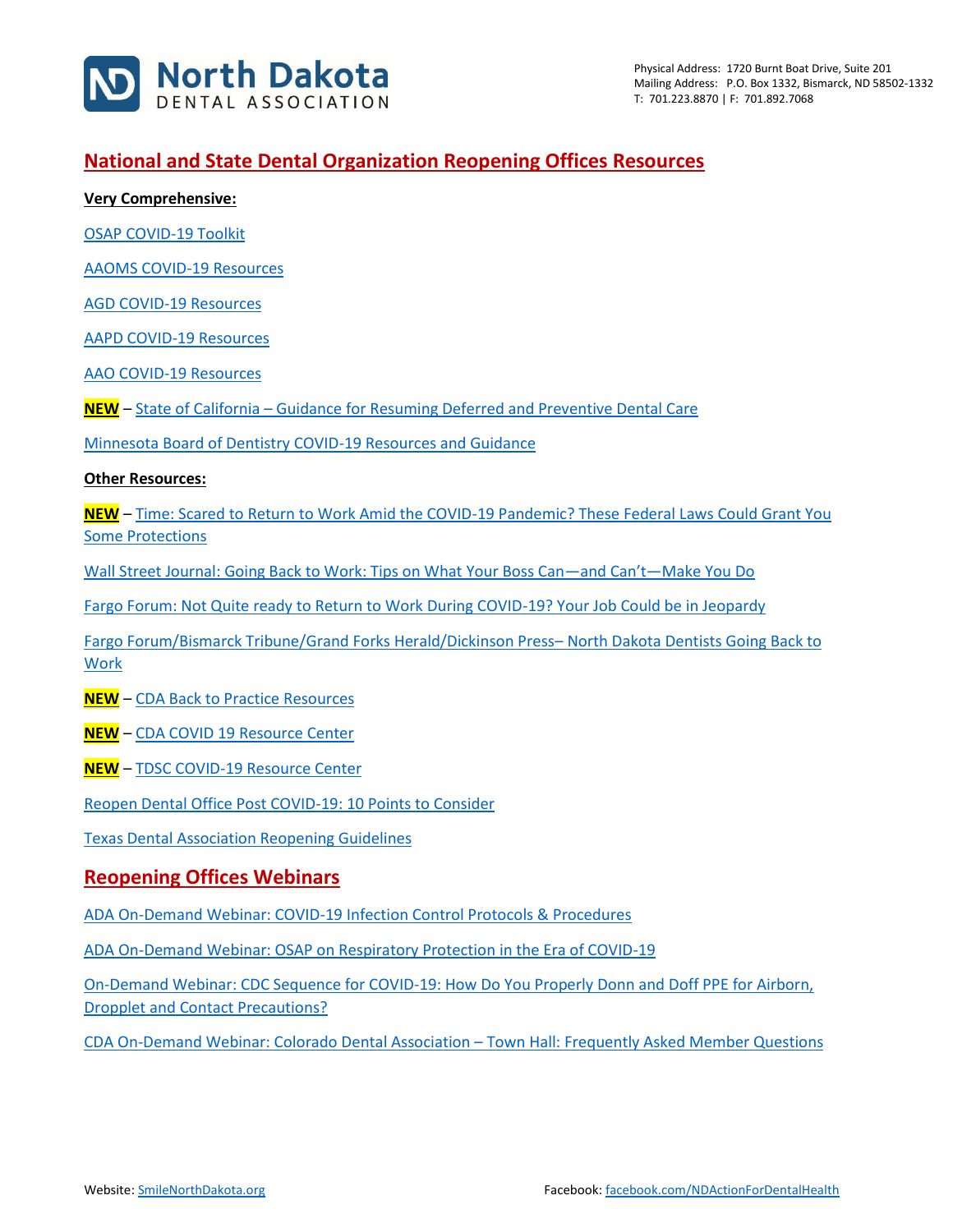## National and State Dental Organization Reopening Offices Resources

**Very Comprehensive:**

OSAP COVID-19 Toolkit

AAOMS COVID-19 Resources

AGD COVID-19 Resources

AAPD COVID-19 Resources

AAO COVID-19 Resources

**NEW** – State of California – Guidance for Resuming Deferred and Preventive Dental Care

Minnesota Board of Dentistry COVID-19 Resources and Guidance

**Other Resources:**

**NEW** – Time: Scared to Return to Work Amid the COVID-19 Pandemic? These Federal Laws Could Grant You Some Protections

Wall Street Journal: Going Back to Work: Tips on What Your Boss Can—and Can't—Make You Do

Fargo Forum: Not Quite ready to Return to Work During COVID-19? Your Job Could be in Jeopardy

Fargo Forum/Bismarck Tribune/Grand Forks Herald/Dickinson Press– North Dakota Dentists Going Back to Work

**NEW** – CDA Back to Practice Resources

**NEW** – CDA COVID 19 Resource Center

**NEW** – TDSC COVID-19 Resource Center

Reopen Dental Office Post COVID-19: 10 Points to Consider

Texas Dental Association Reopening Guidelines

## Reopening Offices Webinars

ADA On-Demand Webinar: COVID-19 Infection Control Protocols & Procedures

ADA On-Demand Webinar: OSAP on Respiratory Protection in the Era of COVID-19

On-Demand Webinar: CDC Sequence for COVID-19: How Do You Properly Donn and Doff PPE for Airborn, Dropplet and Contact Precautions?

CDA On-Demand Webinar: Colorado Dental Association – Town Hall: Frequently Asked Member Questions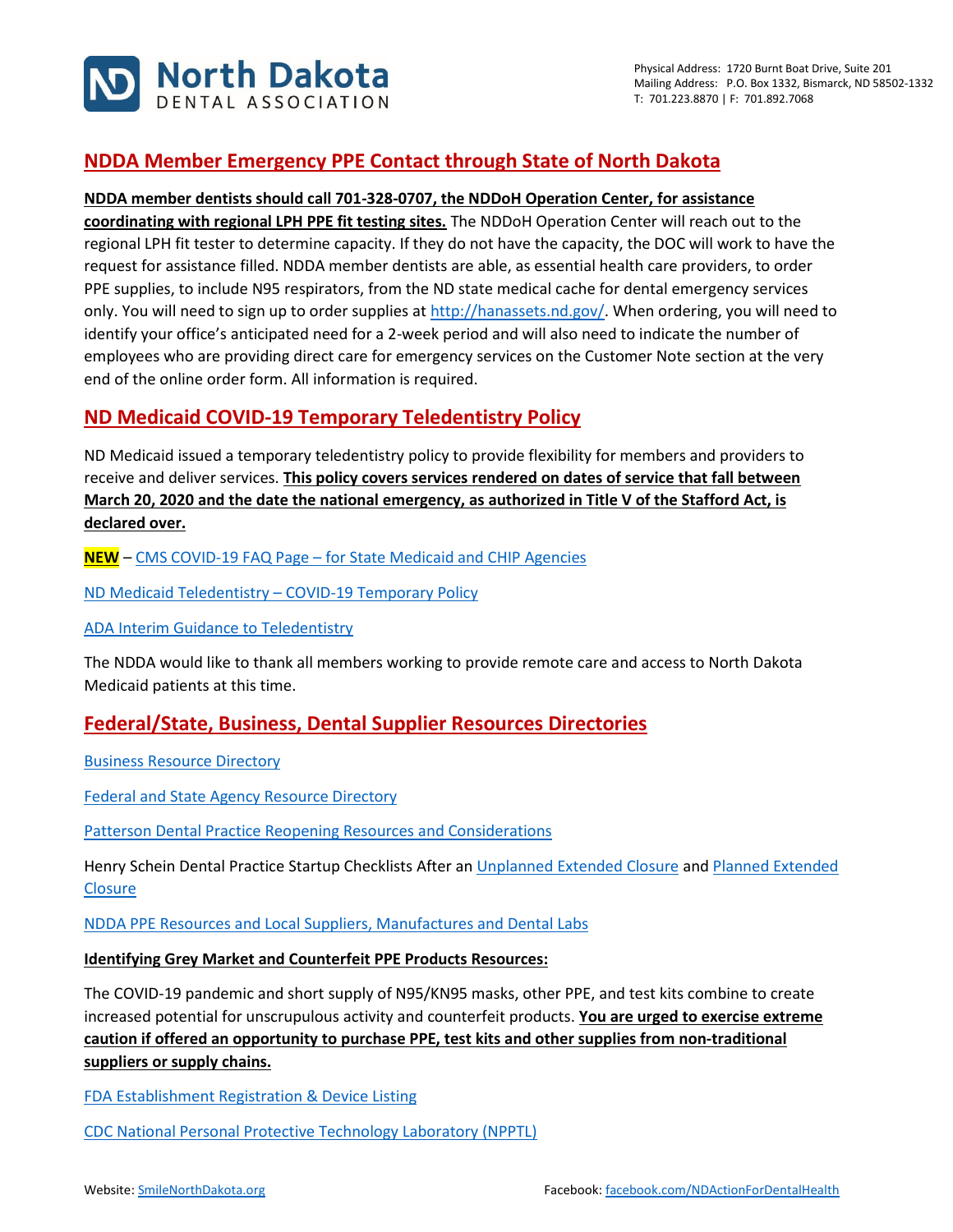## NDDA Member Emergency PPE Contact through State of North Dakota

**NDDA member dentists should call 701-328-0707, the NDDoH Operation Center, for assistance coordinating with regional LPH PPE fit testing sites.** The NDDoH Operation Center will reach out to the regional LPH fit tester to determine capacity. If they do not have the capacity, the DOC will work to have the request for assistance filled. NDDA member dentists are able, as essential health care providers, to order PPE supplies, to include N95 respirators, from the ND state medical cache for dental emergency services only. You will need to sign up to order supplies at http://hanassets.nd.gov/. When ordering, you will need to identify your office's anticipated need for a 2-week period and will also need to indicate the number of employees who are providing direct care for emergency services on the Customer Note section at the very end of the online order form. All information is required.

## ND Medicaid COVID-19 Temporary Teledentistry Policy

ND Medicaid issued a temporary teledentistry policy to provide flexibility for members and providers to receive and deliver services. **This policy covers services rendered on dates of service that fall between March 20, 2020 and the date the national emergency, as authorized in Title V of the Stafford Act, is declared over.**

**NEW** – CMS COVID-19 FAQ Page – for State Medicaid and CHIP Agencies

ND Medicaid Teledentistry – COVID-19 Temporary Policy

ADA Interim Guidance to Teledentistry

The NDDA would like to thank all members working to provide remote care and access to North Dakota Medicaid patients at this time.

## Federal/State, Business, Dental Supplier Resources Directories

Business Resource Directory

Federal and State Agency Resource Directory

Patterson Dental Practice Reopening Resources and Considerations

Henry Schein Dental Practice Startup Checklists After an Unplanned Extended Closure and Planned Extended Closure

NDDA PPE Resources and Local Suppliers, Manufactures and Dental Labs

**Identifying Grey Market and Counterfeit PPE Products Resources:**

The COVID-19 pandemic and short supply of N95/KN95 masks, other PPE, and test kits combine to create increased potential for unscrupulous activity and counterfeit products. **You are urged to exercise extreme caution if offered an opportunity to purchase PPE, test kits and other supplies from non-traditional suppliers or supply chains.**

FDA Establishment Registration & Device Listing

CDC National Personal Protective Technology Laboratory (NPPTL)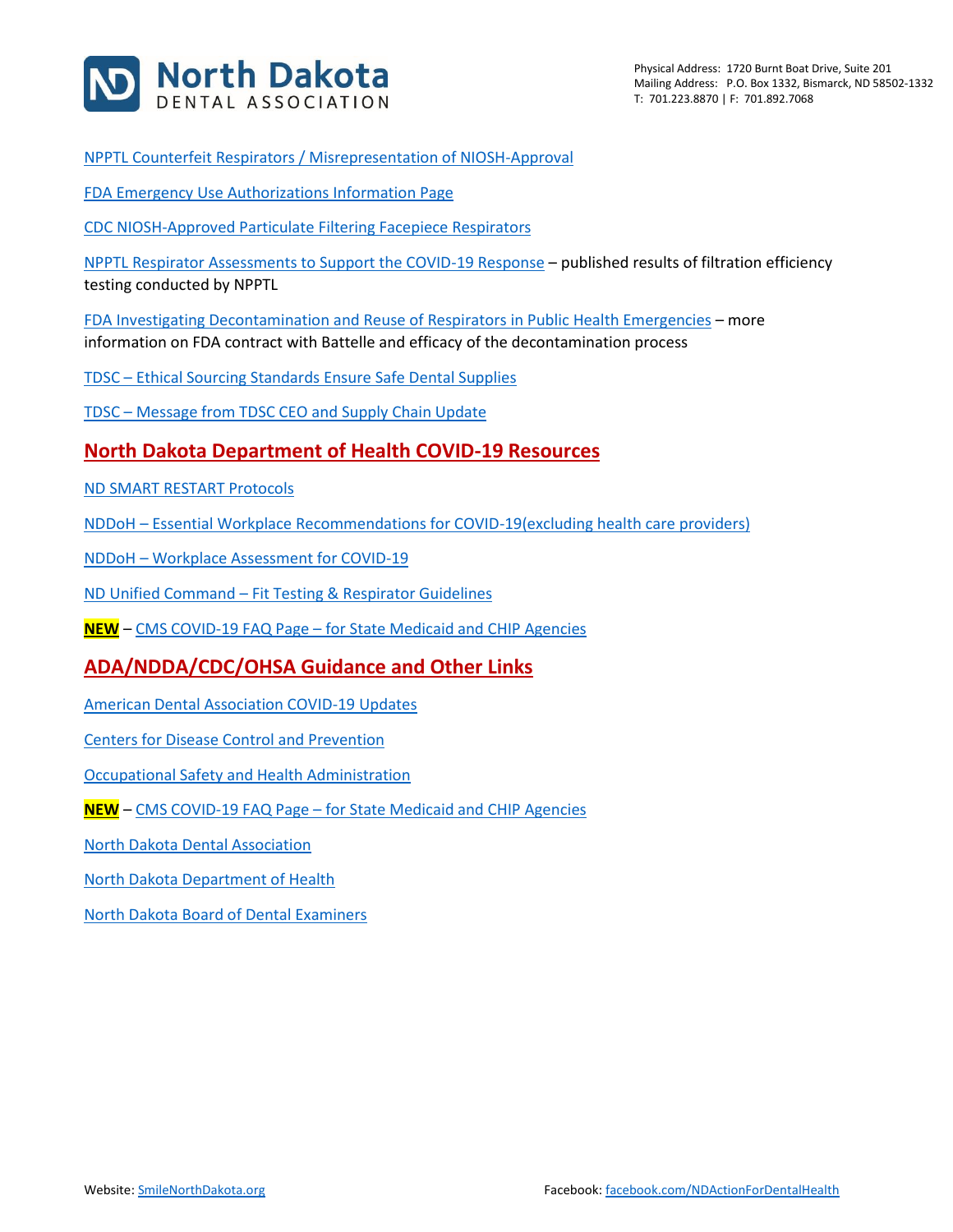NPPTL Counterfeit Respirators / Misrepresentation of NIOSH-Approval

FDA Emergency Use Authorizations Information Page

CDC NIOSH-Approved Particulate Filtering Facepiece Respirators

NPPTL Respirator Assessments to Support the COVID-19 Response – published results of filtration efficiency testing conducted by NPPTL

FDA Investigating Decontamination and Reuse of Respirators in Public Health Emergencies – more information on FDA contract with Battelle and efficacy of the decontamination process

TDSC – Ethical Sourcing Standards Ensure Safe Dental Supplies

TDSC – Message from TDSC CEO and Supply Chain Update

## North Dakota Department of Health COVID-19 Resources

ND SMART RESTART Protocols

NDDoH – Essential Workplace Recommendations for COVID-19(excluding health care providers)

NDDoH – Workplace Assessment for COVID-19

ND Unified Command – Fit Testing & Respirator Guidelines

**NEW** – CMS COVID-19 FAQ Page – for State Medicaid and CHIP Agencies

## ADA/NDDA/CDC/OHSA Guidance and Other Links

American Dental Association COVID-19 Updates

Centers for Disease Control and Prevention

Occupational Safety and Health Administration

**NEW** – CMS COVID-19 FAQ Page – for State Medicaid and CHIP Agencies

North Dakota Dental Association

North Dakota Department of Health

North Dakota Board of Dental Examiners